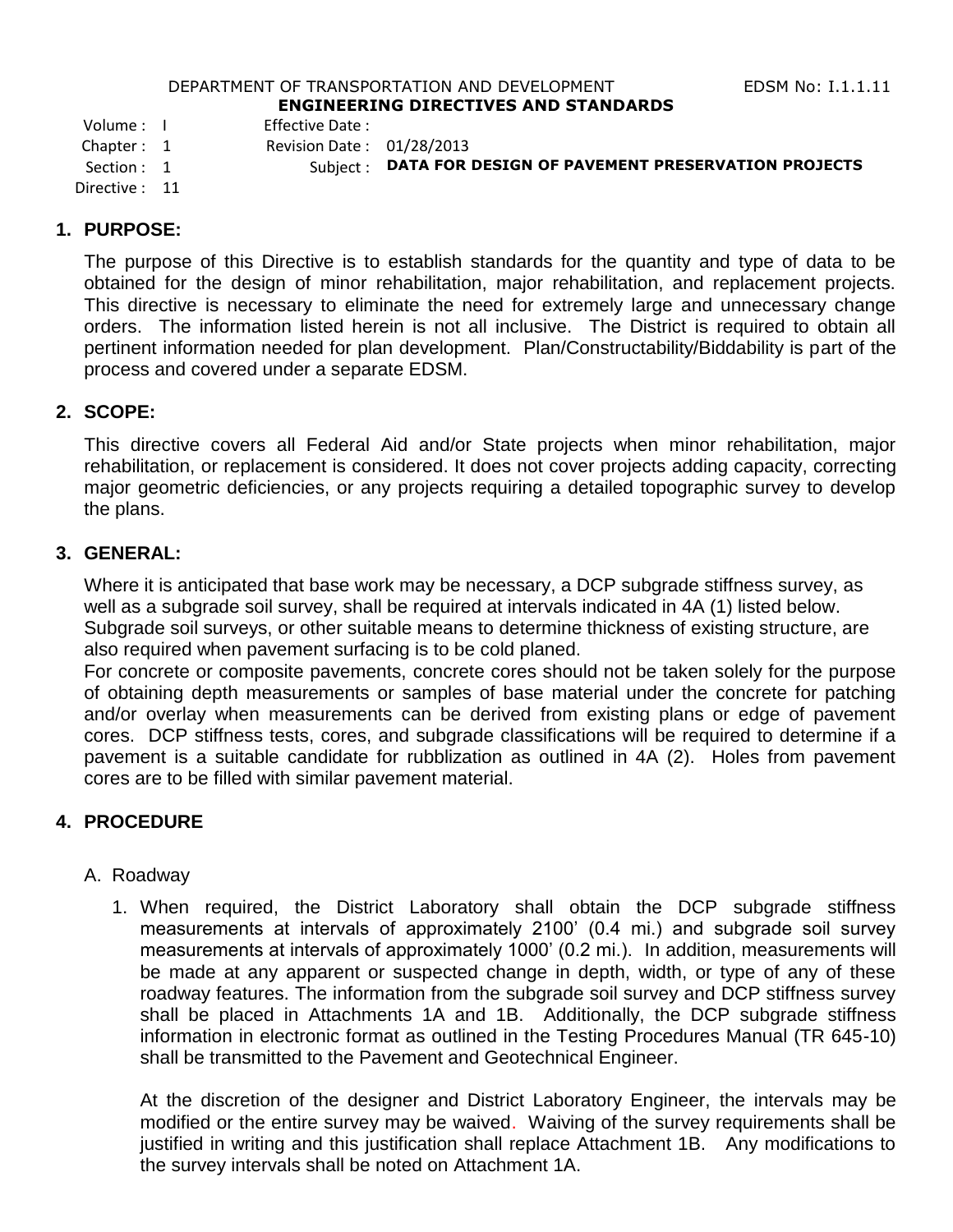DEPARTMENT OF TRANSPORTATION AND DEVELOPMENT EDSM No: I.1.1.11

**ENGINEERING DIRECTIVES AND STANDARDS**

Volume : I
Chapter : 1
Section : 1
Directive : 11

Effective Date :
Revision Date : 01/28/2013
Subject : **DATA FOR DESIGN OF PAVEMENT PRESERVATION PROJECTS**

## 1. PURPOSE:

The purpose of this Directive is to establish standards for the quantity and type of data to be obtained for the design of minor rehabilitation, major rehabilitation, and replacement projects. This directive is necessary to eliminate the need for extremely large and unnecessary change orders. The information listed herein is not all inclusive. The District is required to obtain all pertinent information needed for plan development. Plan/Constructability/Biddability is part of the process and covered under a separate EDSM.

## 2. SCOPE:

This directive covers all Federal Aid and/or State projects when minor rehabilitation, major rehabilitation, or replacement is considered. It does not cover projects adding capacity, correcting major geometric deficiencies, or any projects requiring a detailed topographic survey to develop the plans.

## 3. GENERAL:

Where it is anticipated that base work may be necessary, a DCP subgrade stiffness survey, as well as a subgrade soil survey, shall be required at intervals indicated in 4A (1) listed below. Subgrade soil surveys, or other suitable means to determine thickness of existing structure, are also required when pavement surfacing is to be cold planed.

For concrete or composite pavements, concrete cores should not be taken solely for the purpose of obtaining depth measurements or samples of base material under the concrete for patching and/or overlay when measurements can be derived from existing plans or edge of pavement cores. DCP stiffness tests, cores, and subgrade classifications will be required to determine if a pavement is a suitable candidate for rubblization as outlined in 4A (2). Holes from pavement cores are to be filled with similar pavement material.

## 4. PROCEDURE

A. Roadway

1. When required, the District Laboratory shall obtain the DCP subgrade stiffness measurements at intervals of approximately 2100' (0.4 mi.) and subgrade soil survey measurements at intervals of approximately 1000' (0.2 mi.). In addition, measurements will be made at any apparent or suspected change in depth, width, or type of any of these roadway features. The information from the subgrade soil survey and DCP stiffness survey shall be placed in Attachments 1A and 1B. Additionally, the DCP subgrade stiffness information in electronic format as outlined in the Testing Procedures Manual (TR 645-10) shall be transmitted to the Pavement and Geotechnical Engineer.

   At the discretion of the designer and District Laboratory Engineer, the intervals may be modified or the entire survey may be waived. Waiving of the survey requirements shall be justified in writing and this justification shall replace Attachment 1B. Any modifications to the survey intervals shall be noted on Attachment 1A.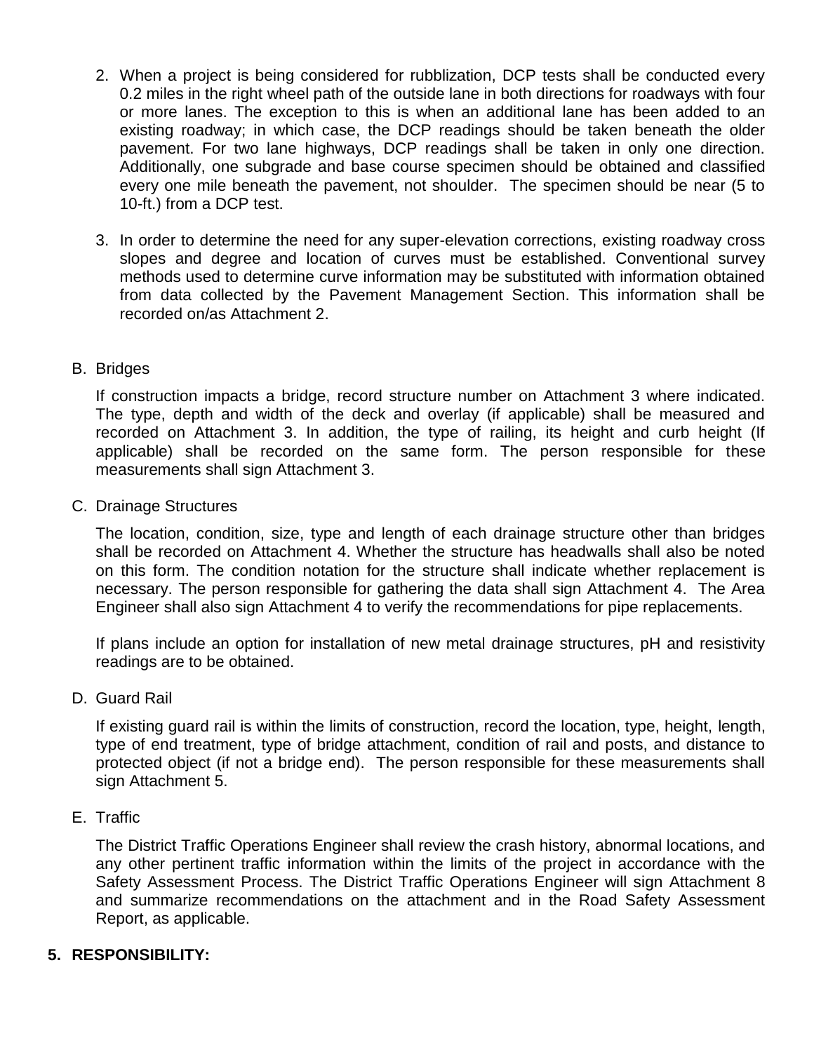2. When a project is being considered for rubblization, DCP tests shall be conducted every 0.2 miles in the right wheel path of the outside lane in both directions for roadways with four or more lanes. The exception to this is when an additional lane has been added to an existing roadway; in which case, the DCP readings should be taken beneath the older pavement. For two lane highways, DCP readings shall be taken in only one direction. Additionally, one subgrade and base course specimen should be obtained and classified every one mile beneath the pavement, not shoulder. The specimen should be near (5 to 10-ft.) from a DCP test.

3. In order to determine the need for any super-elevation corrections, existing roadway cross slopes and degree and location of curves must be established. Conventional survey methods used to determine curve information may be substituted with information obtained from data collected by the Pavement Management Section. This information shall be recorded on/as Attachment 2.

B. Bridges

If construction impacts a bridge, record structure number on Attachment 3 where indicated. The type, depth and width of the deck and overlay (if applicable) shall be measured and recorded on Attachment 3. In addition, the type of railing, its height and curb height (If applicable) shall be recorded on the same form. The person responsible for these measurements shall sign Attachment 3.

C. Drainage Structures

The location, condition, size, type and length of each drainage structure other than bridges shall be recorded on Attachment 4. Whether the structure has headwalls shall also be noted on this form. The condition notation for the structure shall indicate whether replacement is necessary. The person responsible for gathering the data shall sign Attachment 4. The Area Engineer shall also sign Attachment 4 to verify the recommendations for pipe replacements.

If plans include an option for installation of new metal drainage structures, pH and resistivity readings are to be obtained.

D. Guard Rail

If existing guard rail is within the limits of construction, record the location, type, height, length, type of end treatment, type of bridge attachment, condition of rail and posts, and distance to protected object (if not a bridge end). The person responsible for these measurements shall sign Attachment 5.

E. Traffic

The District Traffic Operations Engineer shall review the crash history, abnormal locations, and any other pertinent traffic information within the limits of the project in accordance with the Safety Assessment Process. The District Traffic Operations Engineer will sign Attachment 8 and summarize recommendations on the attachment and in the Road Safety Assessment Report, as applicable.

## 5. RESPONSIBILITY: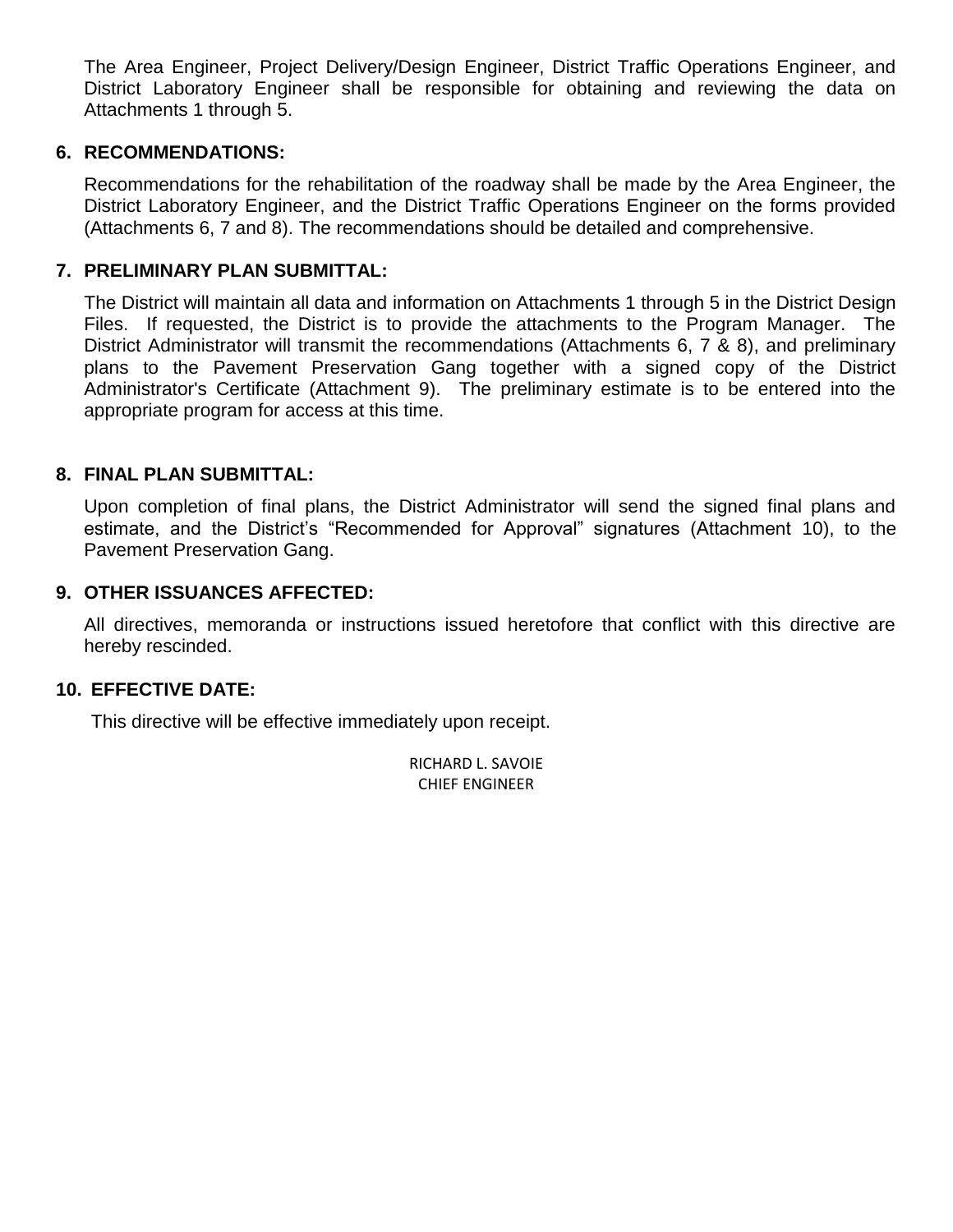The Area Engineer, Project Delivery/Design Engineer, District Traffic Operations Engineer, and District Laboratory Engineer shall be responsible for obtaining and reviewing the data on Attachments 1 through 5.

## 6. RECOMMENDATIONS:

Recommendations for the rehabilitation of the roadway shall be made by the Area Engineer, the District Laboratory Engineer, and the District Traffic Operations Engineer on the forms provided (Attachments 6, 7 and 8). The recommendations should be detailed and comprehensive.

## 7. PRELIMINARY PLAN SUBMITTAL:

The District will maintain all data and information on Attachments 1 through 5 in the District Design Files. If requested, the District is to provide the attachments to the Program Manager. The District Administrator will transmit the recommendations (Attachments 6, 7 & 8), and preliminary plans to the Pavement Preservation Gang together with a signed copy of the District Administrator's Certificate (Attachment 9). The preliminary estimate is to be entered into the appropriate program for access at this time.

## 8. FINAL PLAN SUBMITTAL:

Upon completion of final plans, the District Administrator will send the signed final plans and estimate, and the District's "Recommended for Approval" signatures (Attachment 10), to the Pavement Preservation Gang.

## 9. OTHER ISSUANCES AFFECTED:

All directives, memoranda or instructions issued heretofore that conflict with this directive are hereby rescinded.

## 10. EFFECTIVE DATE:

This directive will be effective immediately upon receipt.

RICHARD L. SAVOIE
CHIEF ENGINEER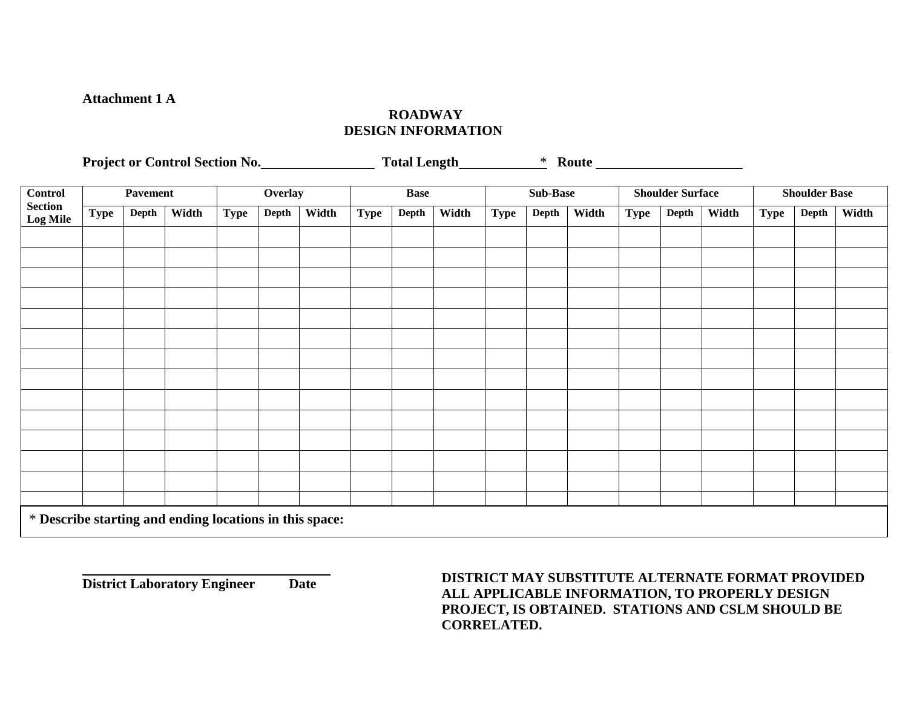**Attachment 1 A**

**ROADWAY**
**DESIGN INFORMATION**

**Project or Control Section No.**\_\_\_\_\_\_\_\_\_\_\_\_\_\_\_\_ **Total Length**\_\_\_\_\_\_\_\_\_\_\_\_* **Route** \_\_\_\_\_\_\_\_\_\_\_\_\_\_\_\_\_\_\_\_\_\_

| Control Section Log Mile | Pavement | | | Overlay | | | Base | | | Sub-Base | | | Shoulder Surface | | | Shoulder Base | | |
|---|---|---|---|---|---|---|---|---|---|---|---|---|---|---|---|---|---|---|
| | Type | Depth | Width | Type | Depth | Width | Type | Depth | Width | Type | Depth | Width | Type | Depth | Width | Type | Depth | Width |
| | | | | | | | | | | | | | | | | | | |
| | | | | | | | | | | | | | | | | | | |
| | | | | | | | | | | | | | | | | | | |
| | | | | | | | | | | | | | | | | | | |
| | | | | | | | | | | | | | | | | | | |
| | | | | | | | | | | | | | | | | | | |
| | | | | | | | | | | | | | | | | | | |
| | | | | | | | | | | | | | | | | | | |
| | | | | | | | | | | | | | | | | | | |
| | | | | | | | | | | | | | | | | | | |
| | | | | | | | | | | | | | | | | | | |
| | | | | | | | | | | | | | | | | | | |
| | | | | | | | | | | | | | | | | | | |
| | | | | | | | | | | | | | | | | | | |

* **Describe starting and ending locations in this space:**

\_\_\_\_\_\_\_\_\_\_\_\_\_\_\_\_\_\_\_\_\_\_\_\_\_\_\_\_\_\_\_\_\_\_\_\_\_\_
**District Laboratory Engineer Date**

**DISTRICT MAY SUBSTITUTE ALTERNATE FORMAT PROVIDED ALL APPLICABLE INFORMATION, TO PROPERLY DESIGN PROJECT, IS OBTAINED. STATIONS AND CSLM SHOULD BE CORRELATED.**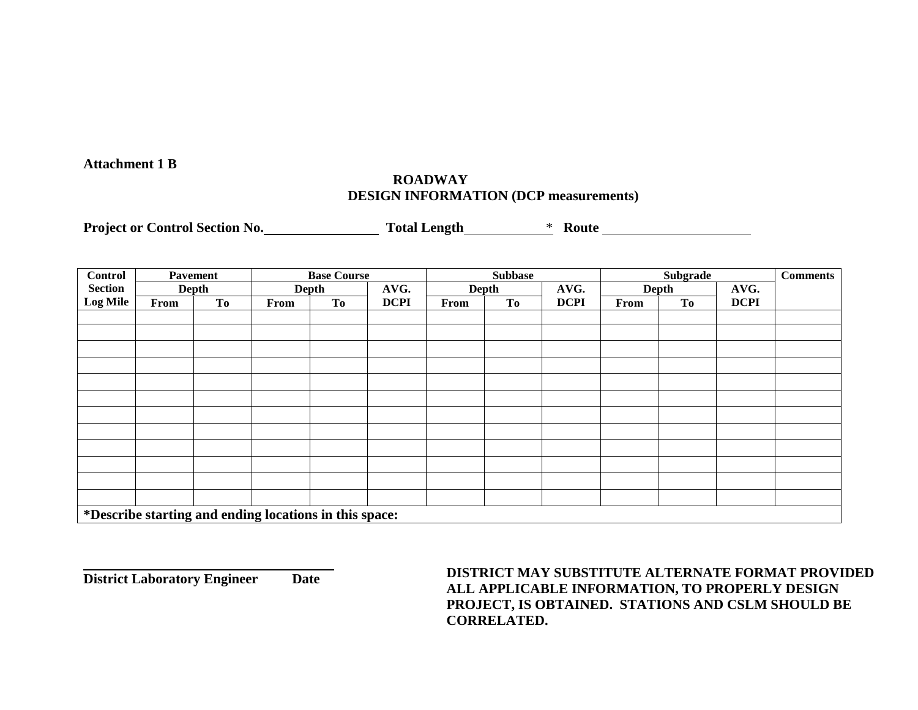**Attachment 1 B**

## ROADWAY
## DESIGN INFORMATION (DCP measurements)

**Project or Control Section No.**\_\_\_\_\_\_\_\_\_\_\_\_\_\_\_\_ **Total Length**\_\_\_\_\_\_\_\_\_\_\_\_ * **Route** \_\_\_\_\_\_\_\_\_\_\_\_\_\_\_\_\_\_\_\_\_\_

| Control Section Log Mile | Pavement | | Base Course | | | Subbase | | | Subgrade | | | Comments |
|---|---|---|---|---|---|---|---|---|---|---|---|---|
| | Depth | | Depth | | AVG. DCPI | Depth | | AVG. DCPI | Depth | | AVG. DCPI | |
| | From | To | From | To | | From | To | | From | To | | |
| | | | | | | | | | | | | |
| | | | | | | | | | | | | |
| | | | | | | | | | | | | |
| | | | | | | | | | | | | |
| | | | | | | | | | | | | |
| | | | | | | | | | | | | |
| | | | | | | | | | | | | |
| | | | | | | | | | | | | |
| | | | | | | | | | | | | |
| | | | | | | | | | | | | |
| | | | | | | | | | | | | |
| | | | | | | | | | | | | |

**\*Describe starting and ending locations in this space:**

\_\_\_\_\_\_\_\_\_\_\_\_\_\_\_\_\_\_\_\_\_\_\_\_\_\_\_\_\_\_\_\_\_\_\_\_\_\_\_\_

**District Laboratory Engineer Date**

**DISTRICT MAY SUBSTITUTE ALTERNATE FORMAT PROVIDED ALL APPLICABLE INFORMATION, TO PROPERLY DESIGN PROJECT, IS OBTAINED. STATIONS AND CSLM SHOULD BE CORRELATED.**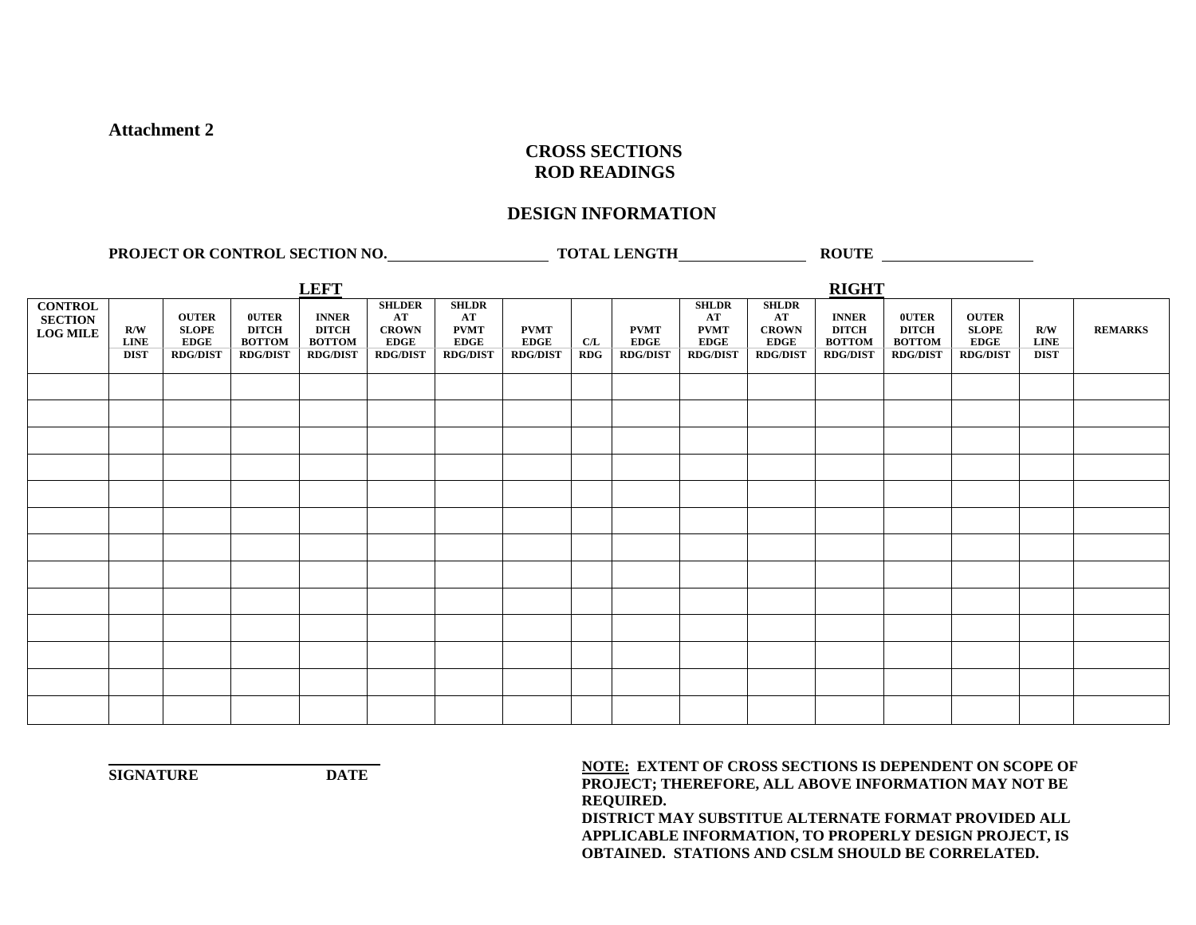**Attachment 2**

## CROSS SECTIONS
## ROD READINGS

## DESIGN INFORMATION

**PROJECT OR CONTROL SECTION NO.**\_\_\_\_\_\_\_\_\_\_\_\_\_\_\_\_\_\_\_\_ **TOTAL LENGTH**\_\_\_\_\_\_\_\_\_\_\_\_\_\_\_\_ **ROUTE** \_\_\_\_\_\_\_\_\_\_\_\_\_\_\_\_\_\_\_\_

| | | | | LEFT | | | | | | | | | RIGHT | | | | |
|---|---|---|---|---|---|---|---|---|---|---|---|---|---|---|---|---|---|
| CONTROL SECTION LOG MILE | R/W LINE DIST | OUTER SLOPE EDGE RDG/DIST | 0UTER DITCH BOTTOM RDG/DIST | INNER DITCH BOTTOM RDG/DIST | SHLDER AT CROWN EDGE RDG/DIST | SHLDR AT PVMT EDGE RDG/DIST | PVMT EDGE RDG/DIST | C/L RDG | PVMT EDGE RDG/DIST | SHLDR AT PVMT EDGE RDG/DIST | SHLDR AT CROWN EDGE RDG/DIST | INNER DITCH BOTTOM RDG/DIST | 0UTER DITCH BOTTOM RDG/DIST | OUTER SLOPE EDGE RDG/DIST | R/W LINE DIST | REMARKS |
| | | | | | | | | | | | | | | | | |
| | | | | | | | | | | | | | | | | |
| | | | | | | | | | | | | | | | | |
| | | | | | | | | | | | | | | | | |
| | | | | | | | | | | | | | | | | |
| | | | | | | | | | | | | | | | | |
| | | | | | | | | | | | | | | | | |
| | | | | | | | | | | | | | | | | |
| | | | | | | | | | | | | | | | | |
| | | | | | | | | | | | | | | | | |
| | | | | | | | | | | | | | | | | |
| | | | | | | | | | | | | | | | | |
| | | | | | | | | | | | | | | | | |

\_\_\_\_\_\_\_\_\_\_\_\_\_\_\_\_\_\_\_\_\_\_\_\_\_\_\_\_\_\_\_\_
**SIGNATURE DATE**

**NOTE: EXTENT OF CROSS SECTIONS IS DEPENDENT ON SCOPE OF PROJECT; THEREFORE, ALL ABOVE INFORMATION MAY NOT BE REQUIRED.**
**DISTRICT MAY SUBSTITUE ALTERNATE FORMAT PROVIDED ALL APPLICABLE INFORMATION, TO PROPERLY DESIGN PROJECT, IS OBTAINED. STATIONS AND CSLM SHOULD BE CORRELATED.**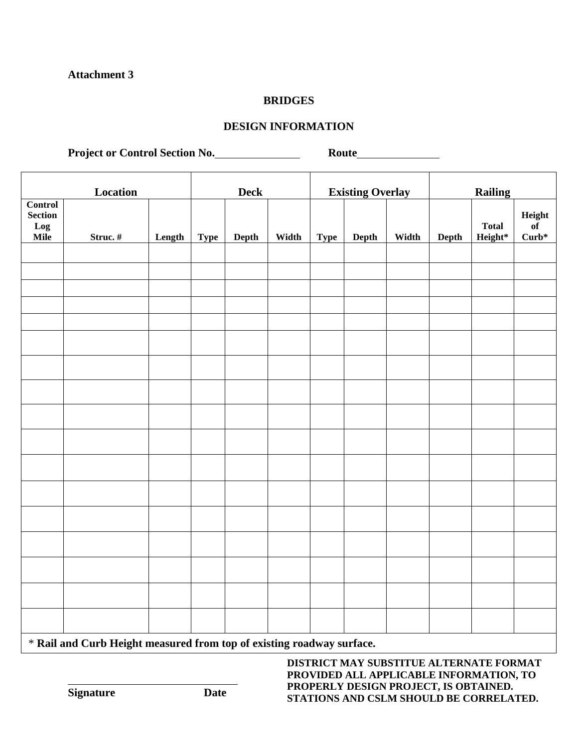**Attachment 3**

**BRIDGES**

**DESIGN INFORMATION**

**Project or Control Section No.**\_\_\_\_\_\_\_\_\_\_\_\_\_\_\_ **Route**\_\_\_\_\_\_\_\_\_\_\_\_\_\_\_

| Location | | | Deck | | | Existing Overlay | | | Railing | | |
|---|---|---|---|---|---|---|---|---|---|---|---|
| Control Section Log Mile | Struc. # | Length | Type | Depth | Width | Type | Depth | Width | Depth | Total Height* | Height of Curb* |
| | | | | | | | | | | | |
| | | | | | | | | | | | |
| | | | | | | | | | | | |
| | | | | | | | | | | | |
| | | | | | | | | | | | |
| | | | | | | | | | | | |
| | | | | | | | | | | | |
| | | | | | | | | | | | |
| | | | | | | | | | | | |
| | | | | | | | | | | | |
| | | | | | | | | | | | |
| | | | | | | | | | | | |
| | | | | | | | | | | | |
| | | | | | | | | | | | |
| | | | | | | | | | | | |
| | | | | | | | | | | | |
| | | | | | | | | | | | |

\* **Rail and Curb Height measured from top of existing roadway surface.**

\_\_\_\_\_\_\_\_\_\_\_\_\_\_\_\_\_\_\_\_\_\_\_\_\_\_\_\_\_\_

**Signature** **Date**

**DISTRICT MAY SUBSTITUE ALTERNATE FORMAT PROVIDED ALL APPLICABLE INFORMATION, TO PROPERLY DESIGN PROJECT, IS OBTAINED. STATIONS AND CSLM SHOULD BE CORRELATED.**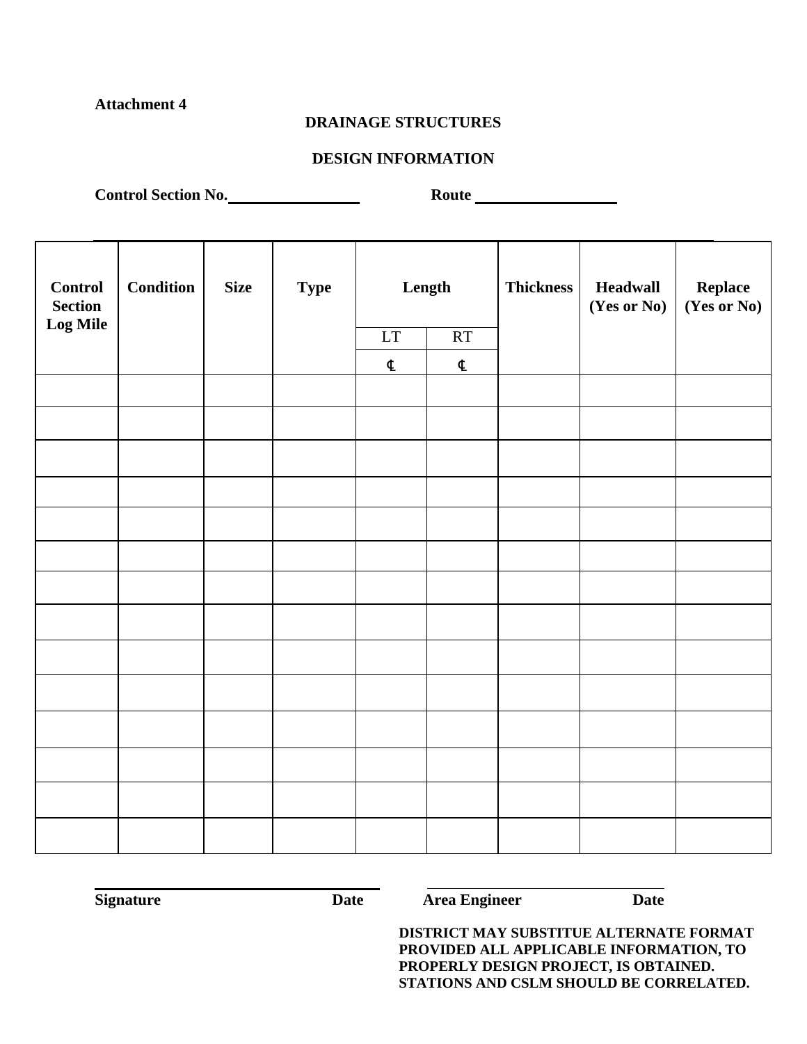**Attachment 4**

**DRAINAGE STRUCTURES**

**DESIGN INFORMATION**

**Control Section No.\_\_\_\_\_\_\_\_\_\_\_\_\_\_\_\_ Route \_\_\_\_\_\_\_\_\_\_\_\_\_\_\_\_\_\_**

| **Control Section Log Mile** | **Condition** | **Size** | **Type** | **Length** | | **Thickness** | **Headwall (Yes or No)** | **Replace (Yes or No)** |
|---|---|---|---|---|---|---|---|---|
| | | | | LT ℄ | RT ℄ | | | |
| | | | | | | | | |
| | | | | | | | | |
| | | | | | | | | |
| | | | | | | | | |
| | | | | | | | | |
| | | | | | | | | |
| | | | | | | | | |
| | | | | | | | | |
| | | | | | | | | |
| | | | | | | | | |
| | | | | | | | | |
| | | | | | | | | |
| | | | | | | | | |
| | | | | | | | | |

**Signature** **Date** **Area Engineer** **Date**

**DISTRICT MAY SUBSTITUE ALTERNATE FORMAT PROVIDED ALL APPLICABLE INFORMATION, TO PROPERLY DESIGN PROJECT, IS OBTAINED. STATIONS AND CSLM SHOULD BE CORRELATED.**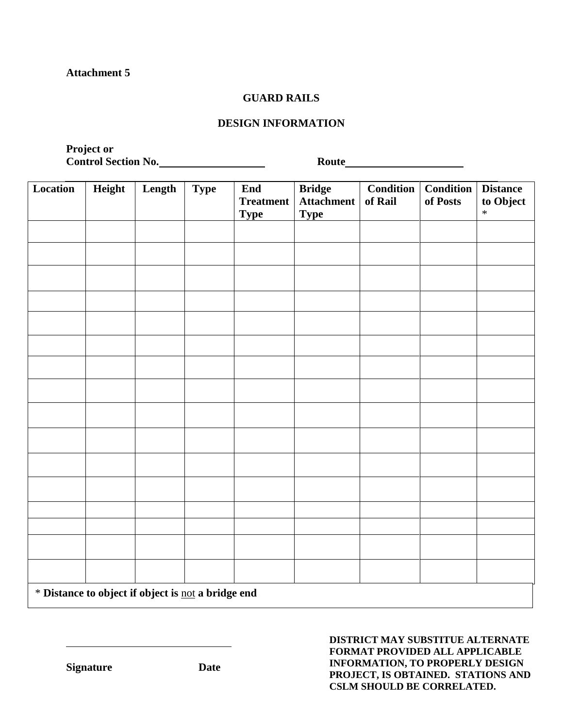**Attachment 5**

## GUARD RAILS

## DESIGN INFORMATION

**Project or**
**Control Section No.**\_\_\_\_\_\_\_\_\_\_\_\_\_\_\_\_\_\_\_\_ **Route**\_\_\_\_\_\_\_\_\_\_\_\_\_\_\_\_\_\_\_\_\_\_

| Location | Height | Length | Type | End Treatment Type | Bridge Attachment Type | Condition of Rail | Condition of Posts | Distance to Object * |
|---|---|---|---|---|---|---|---|---|
| | | | | | | | | |
| | | | | | | | | |
| | | | | | | | | |
| | | | | | | | | |
| | | | | | | | | |
| | | | | | | | | |
| | | | | | | | | |
| | | | | | | | | |
| | | | | | | | | |
| | | | | | | | | |
| | | | | | | | | |
| | | | | | | | | |
| | | | | | | | | |
| | | | | | | | | |
| | | | | | | | | |
| | | | | | | | | |

\* **Distance to object if object is** not **a bridge end**

\_\_\_\_\_\_\_\_\_\_\_\_\_\_\_\_\_\_\_\_\_\_\_\_\_\_\_\_\_\_

**Signature** **Date**

**DISTRICT MAY SUBSTITUE ALTERNATE FORMAT PROVIDED ALL APPLICABLE INFORMATION, TO PROPERLY DESIGN PROJECT, IS OBTAINED. STATIONS AND CSLM SHOULD BE CORRELATED.**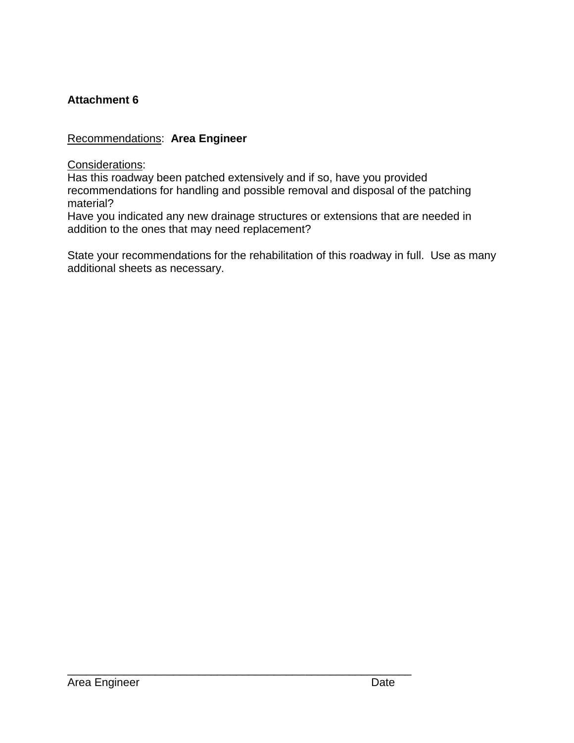**Attachment 6**

Recommendations: **Area Engineer**

Considerations:
Has this roadway been patched extensively and if so, have you provided recommendations for handling and possible removal and disposal of the patching material?
Have you indicated any new drainage structures or extensions that are needed in addition to the ones that may need replacement?

State your recommendations for the rehabilitation of this roadway in full. Use as many additional sheets as necessary.

\_\_\_\_\_\_\_\_\_\_\_\_\_\_\_\_\_\_\_\_\_\_\_\_\_\_\_\_\_\_\_\_\_\_\_\_\_\_\_\_\_\_\_\_\_\_\_\_\_\_\_\_

Area Engineer Date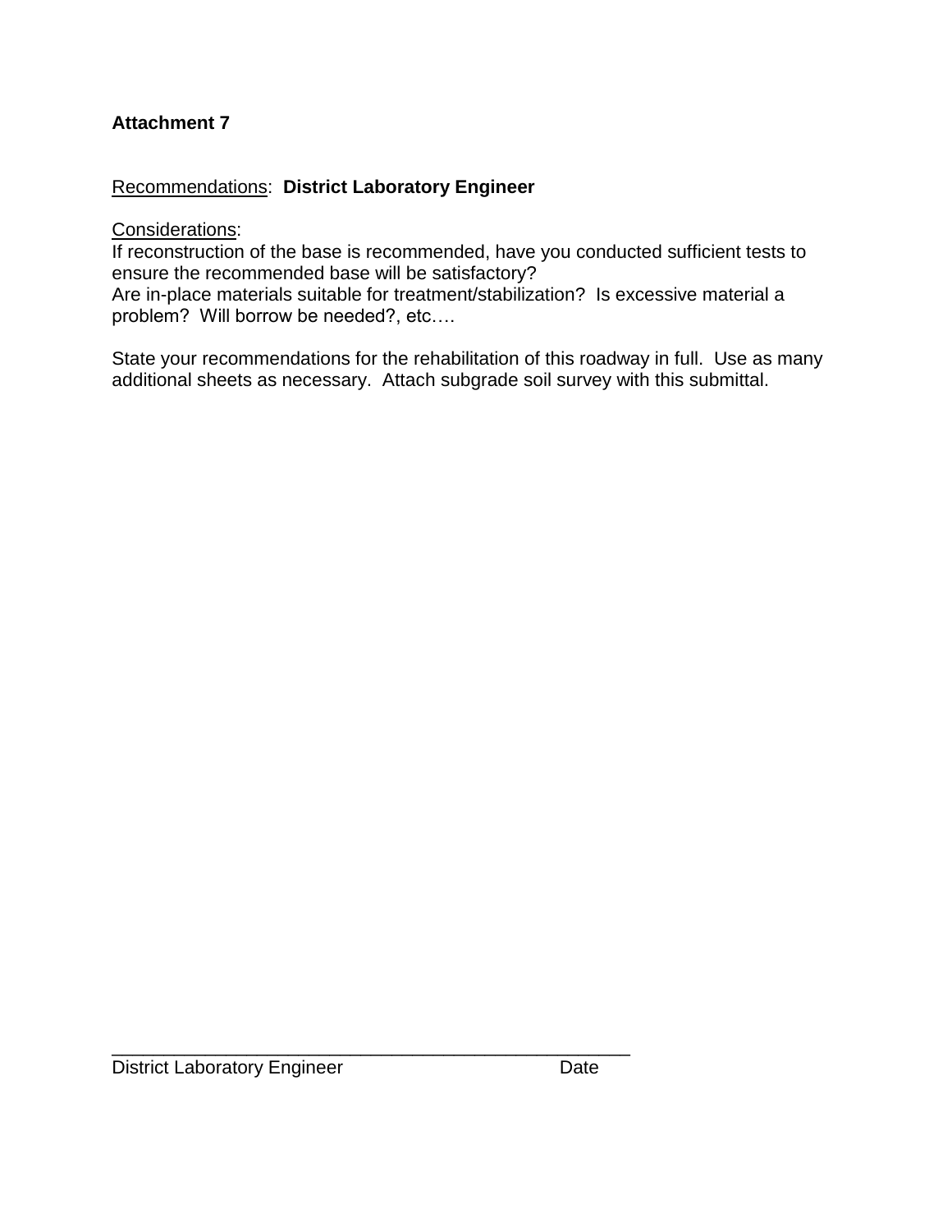**Attachment 7**

<u>Recommendations</u>: **District Laboratory Engineer**

<u>Considerations</u>:
If reconstruction of the base is recommended, have you conducted sufficient tests to ensure the recommended base will be satisfactory?
Are in-place materials suitable for treatment/stabilization? Is excessive material a problem? Will borrow be needed?, etc….

State your recommendations for the rehabilitation of this roadway in full. Use as many additional sheets as necessary. Attach subgrade soil survey with this submittal.

_____________________________________________________

District Laboratory Engineer                                        Date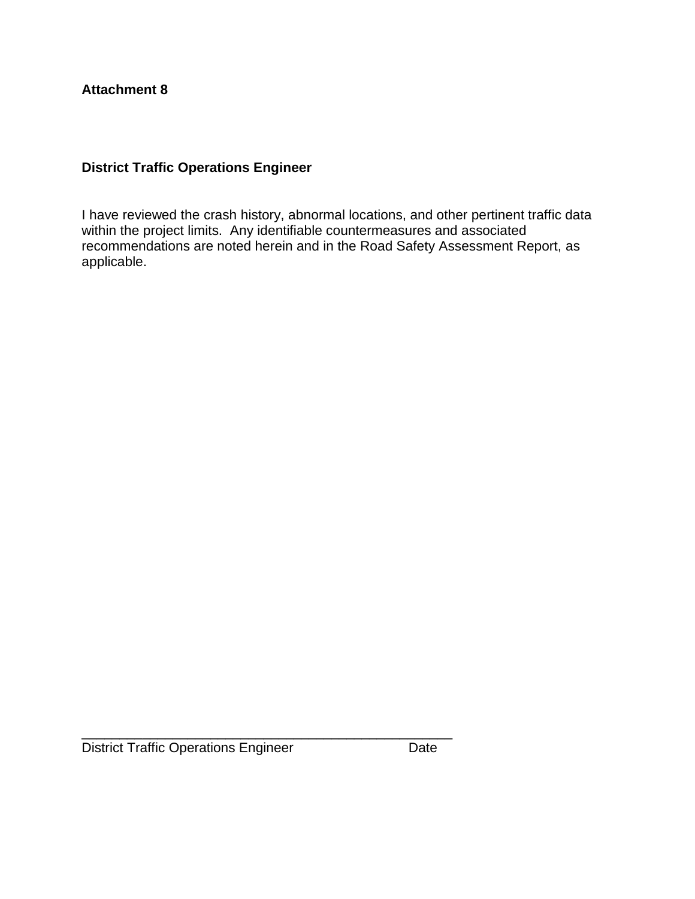**Attachment 8**

**District Traffic Operations Engineer**

I have reviewed the crash history, abnormal locations, and other pertinent traffic data within the project limits. Any identifiable countermeasures and associated recommendations are noted herein and in the Road Safety Assessment Report, as applicable.

_____________________________________________________

District Traffic Operations Engineer Date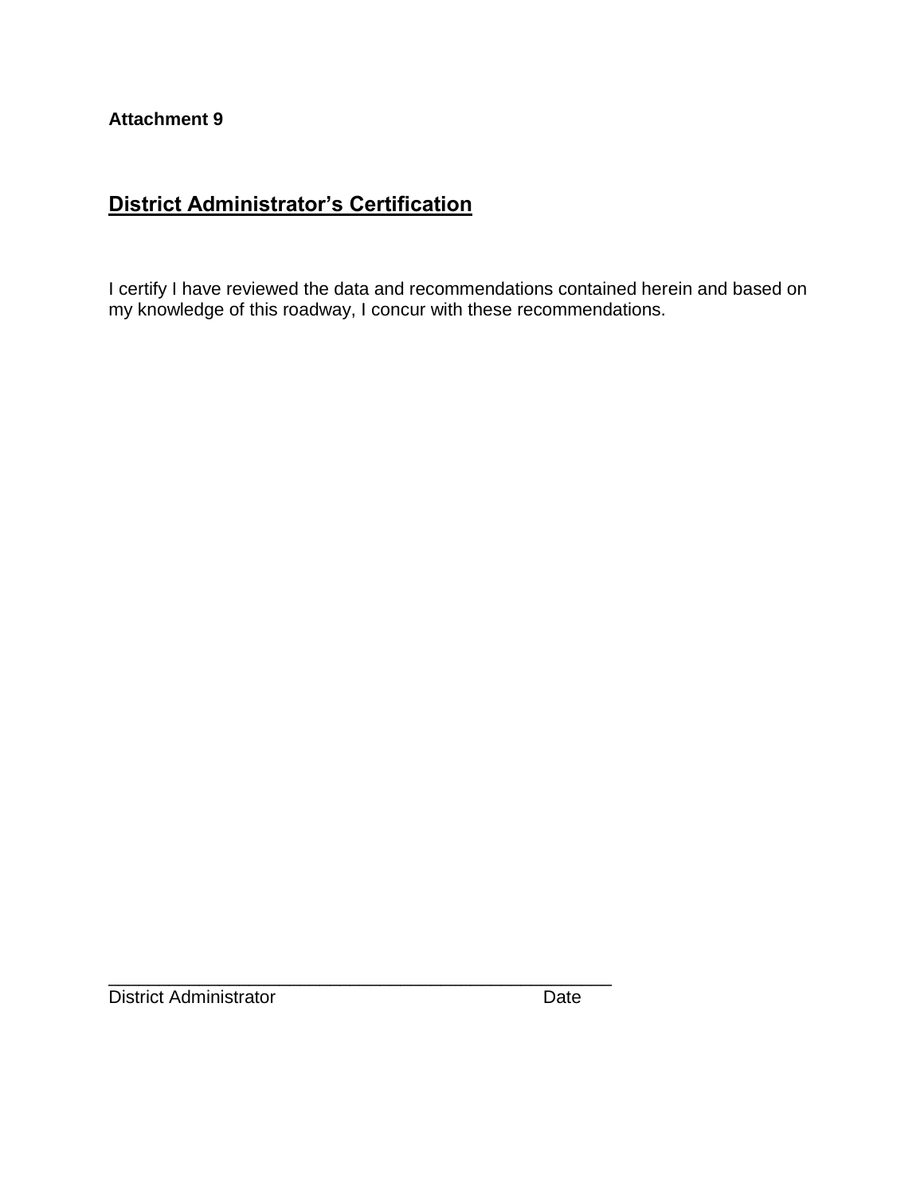**Attachment 9**

## District Administrator's Certification

I certify I have reviewed the data and recommendations contained herein and based on my knowledge of this roadway, I concur with these recommendations.

\_\_\_\_\_\_\_\_\_\_\_\_\_\_\_\_\_\_\_\_\_\_\_\_\_\_\_\_\_\_\_\_\_\_\_\_\_\_\_\_\_\_\_\_\_\_\_\_\_\_

District Administrator Date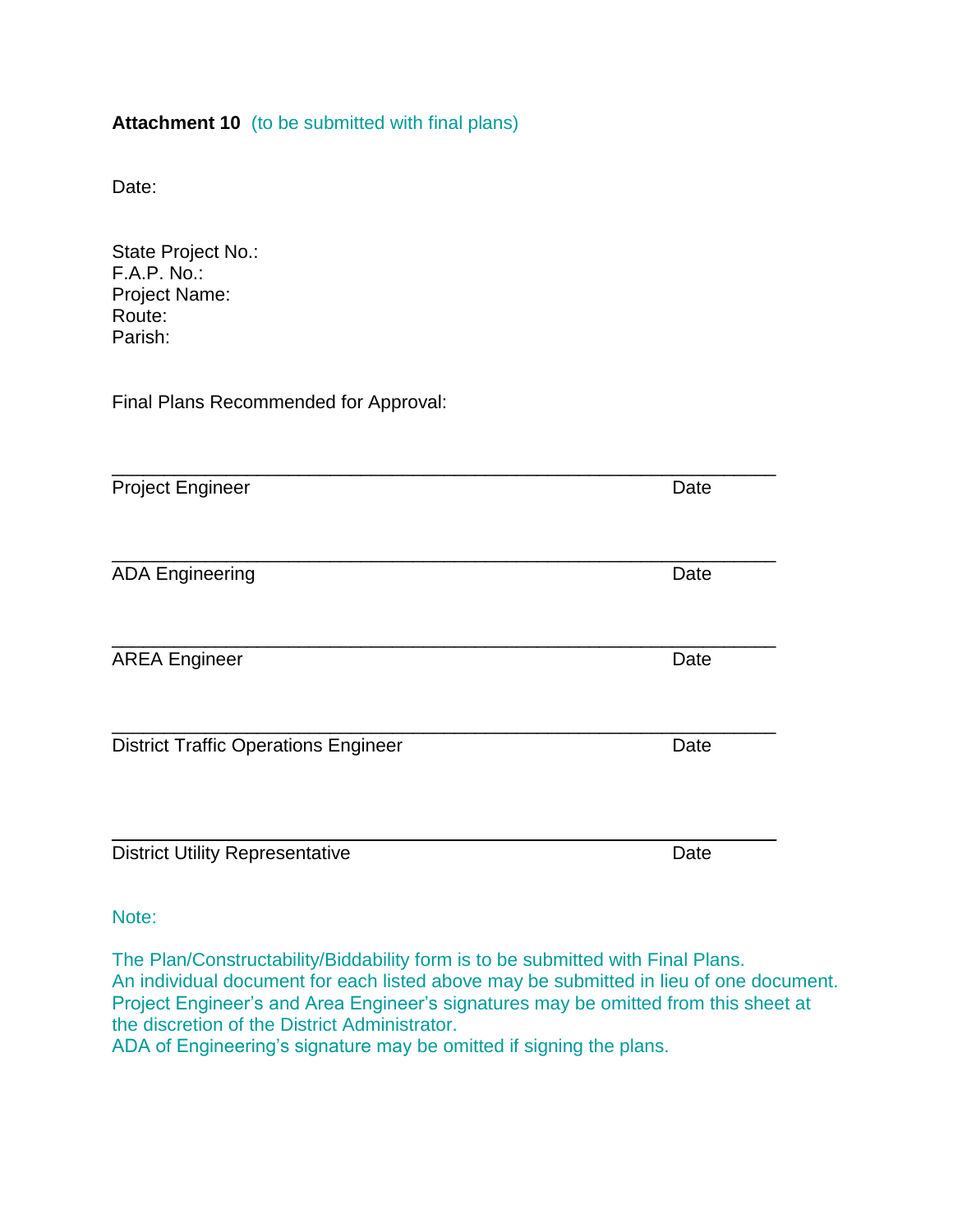**Attachment 10** (to be submitted with final plans)

Date:

State Project No.:
F.A.P. No.:
Project Name:
Route:
Parish:

Final Plans Recommended for Approval:

\_\_\_\_\_\_\_\_\_\_\_\_\_\_\_\_\_\_\_\_\_\_\_\_\_\_\_\_\_\_\_\_\_\_\_\_\_\_\_\_\_\_\_\_\_\_\_\_\_\_\_\_\_\_\_\_\_\_
Project Engineer                                                                                    Date

\_\_\_\_\_\_\_\_\_\_\_\_\_\_\_\_\_\_\_\_\_\_\_\_\_\_\_\_\_\_\_\_\_\_\_\_\_\_\_\_\_\_\_\_\_\_\_\_\_\_\_\_\_\_\_\_\_\_
ADA Engineering                                                                                    Date

\_\_\_\_\_\_\_\_\_\_\_\_\_\_\_\_\_\_\_\_\_\_\_\_\_\_\_\_\_\_\_\_\_\_\_\_\_\_\_\_\_\_\_\_\_\_\_\_\_\_\_\_\_\_\_\_\_\_
AREA Engineer                                                                                    Date

\_\_\_\_\_\_\_\_\_\_\_\_\_\_\_\_\_\_\_\_\_\_\_\_\_\_\_\_\_\_\_\_\_\_\_\_\_\_\_\_\_\_\_\_\_\_\_\_\_\_\_\_\_\_\_\_\_\_
District Traffic Operations Engineer                                                                                    Date

\_\_\_\_\_\_\_\_\_\_\_\_\_\_\_\_\_\_\_\_\_\_\_\_\_\_\_\_\_\_\_\_\_\_\_\_\_\_\_\_\_\_\_\_\_\_\_\_\_\_\_\_\_\_\_\_\_\_
District Utility Representative                                                                                    Date

Note:

The Plan/Constructability/Biddability form is to be submitted with Final Plans.
An individual document for each listed above may be submitted in lieu of one document.
Project Engineer's and Area Engineer's signatures may be omitted from this sheet at the discretion of the District Administrator.
ADA of Engineering's signature may be omitted if signing the plans.